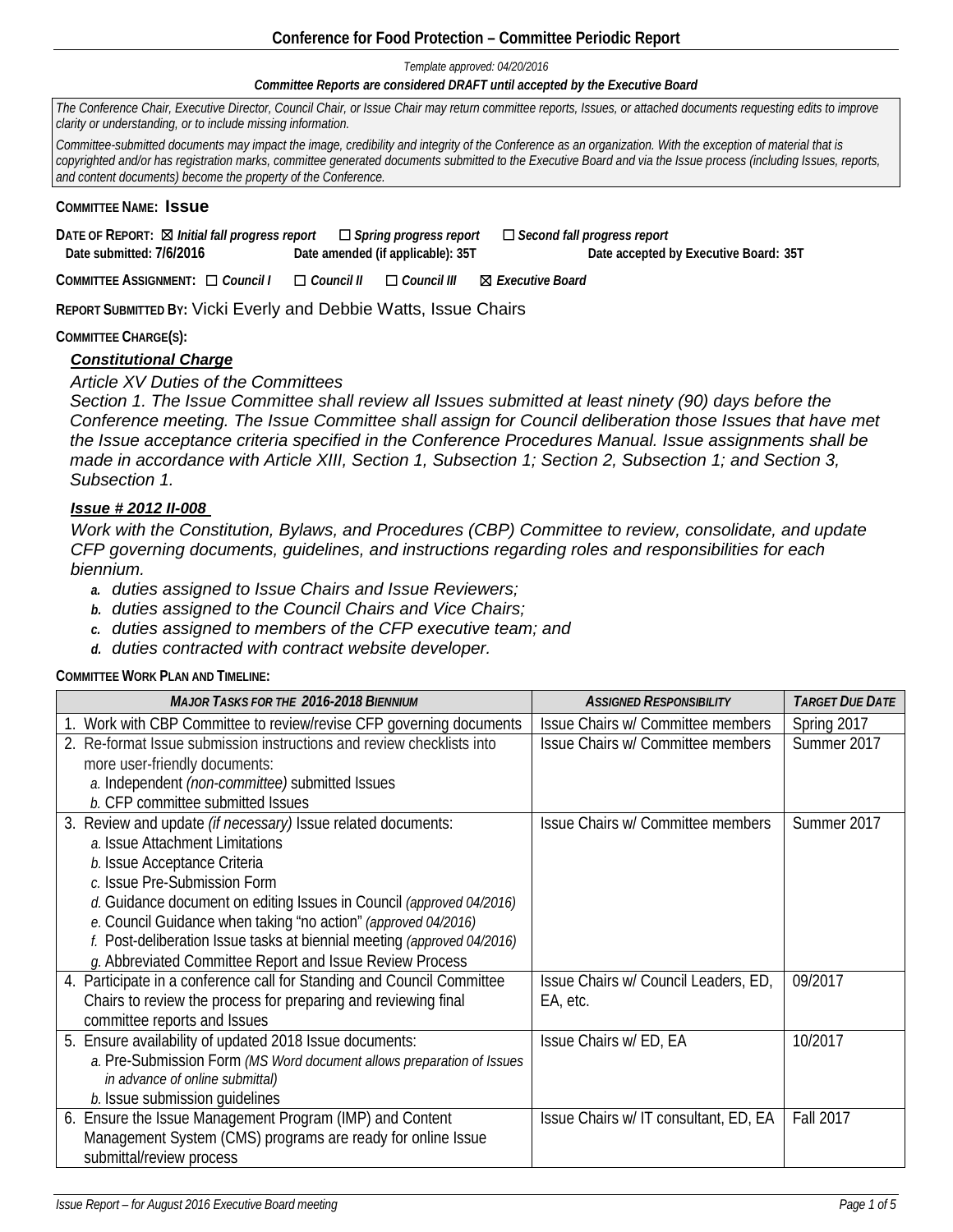# Conference for Food Protection – Committee Periodic Report

*Template approved: 04/20/2016*

***Committee Reports are considered DRAFT until accepted by the Executive Board***

*The Conference Chair, Executive Director, Council Chair, or Issue Chair may return committee reports, Issues, or attached documents requesting edits to improve clarity or understanding, or to include missing information.*

*Committee-submitted documents may impact the image, credibility and integrity of the Conference as an organization. With the exception of material that is copyrighted and/or has registration marks, committee generated documents submitted to the Executive Board and via the Issue process (including Issues, reports, and content documents) become the property of the Conference.*

**COMMITTEE NAME: Issue**

**DATE OF REPORT:** ☒ ***Initial fall progress report*** ☐ ***Spring progress report*** ☐ ***Second fall progress report***

**Date submitted: 7/6/2016** **Date amended (if applicable): 35T** **Date accepted by Executive Board: 35T**

**COMMITTEE ASSIGNMENT:** ☐ ***Council I*** ☐ ***Council II*** ☐ ***Council III*** ☒ ***Executive Board***

**REPORT SUBMITTED BY:** Vicki Everly and Debbie Watts, Issue Chairs

**COMMITTEE CHARGE(S):**

***Constitutional Charge***

*Article XV Duties of the Committees*

*Section 1. The Issue Committee shall review all Issues submitted at least ninety (90) days before the Conference meeting. The Issue Committee shall assign for Council deliberation those Issues that have met the Issue acceptance criteria specified in the Conference Procedures Manual. Issue assignments shall be made in accordance with Article XIII, Section 1, Subsection 1; Section 2, Subsection 1; and Section 3, Subsection 1.*

***Issue # 2012 II-008***

*Work with the Constitution, Bylaws, and Procedures (CBP) Committee to review, consolidate, and update CFP governing documents, guidelines, and instructions regarding roles and responsibilities for each biennium.*

- ***a.*** *duties assigned to Issue Chairs and Issue Reviewers;*
- ***b.*** *duties assigned to the Council Chairs and Vice Chairs;*
- ***c.*** *duties assigned to members of the CFP executive team; and*
- ***d.*** *duties contracted with contract website developer.*

**COMMITTEE WORK PLAN AND TIMELINE:**

| ***MAJOR TASKS FOR THE 2016-2018 BIENNIUM*** | ***ASSIGNED RESPONSIBILITY*** | ***TARGET DUE DATE*** |
|---|---|---|
| 1. Work with CBP Committee to review/revise CFP governing documents | Issue Chairs w/ Committee members | Spring 2017 |
| 2. Re-format Issue submission instructions and review checklists into more user-friendly documents:<br>*a.* Independent *(non-committee)* submitted Issues<br>*b.* CFP committee submitted Issues | Issue Chairs w/ Committee members | Summer 2017 |
| 3. Review and update *(if necessary)* Issue related documents:<br>*a.* Issue Attachment Limitations<br>*b.* Issue Acceptance Criteria<br>*c.* Issue Pre-Submission Form<br>*d.* Guidance document on editing Issues in Council *(approved 04/2016)*<br>*e.* Council Guidance when taking "no action" *(approved 04/2016)*<br>*f.* Post-deliberation Issue tasks at biennial meeting *(approved 04/2016)*<br>*g.* Abbreviated Committee Report and Issue Review Process | Issue Chairs w/ Committee members | Summer 2017 |
| 4. Participate in a conference call for Standing and Council Committee Chairs to review the process for preparing and reviewing final committee reports and Issues | Issue Chairs w/ Council Leaders, ED, EA, etc. | 09/2017 |
| 5. Ensure availability of updated 2018 Issue documents:<br>*a.* Pre-Submission Form *(MS Word document allows preparation of Issues in advance of online submittal)*<br>*b.* Issue submission guidelines | Issue Chairs w/ ED, EA | 10/2017 |
| 6. Ensure the Issue Management Program (IMP) and Content Management System (CMS) programs are ready for online Issue submittal/review process | Issue Chairs w/ IT consultant, ED, EA | Fall 2017 |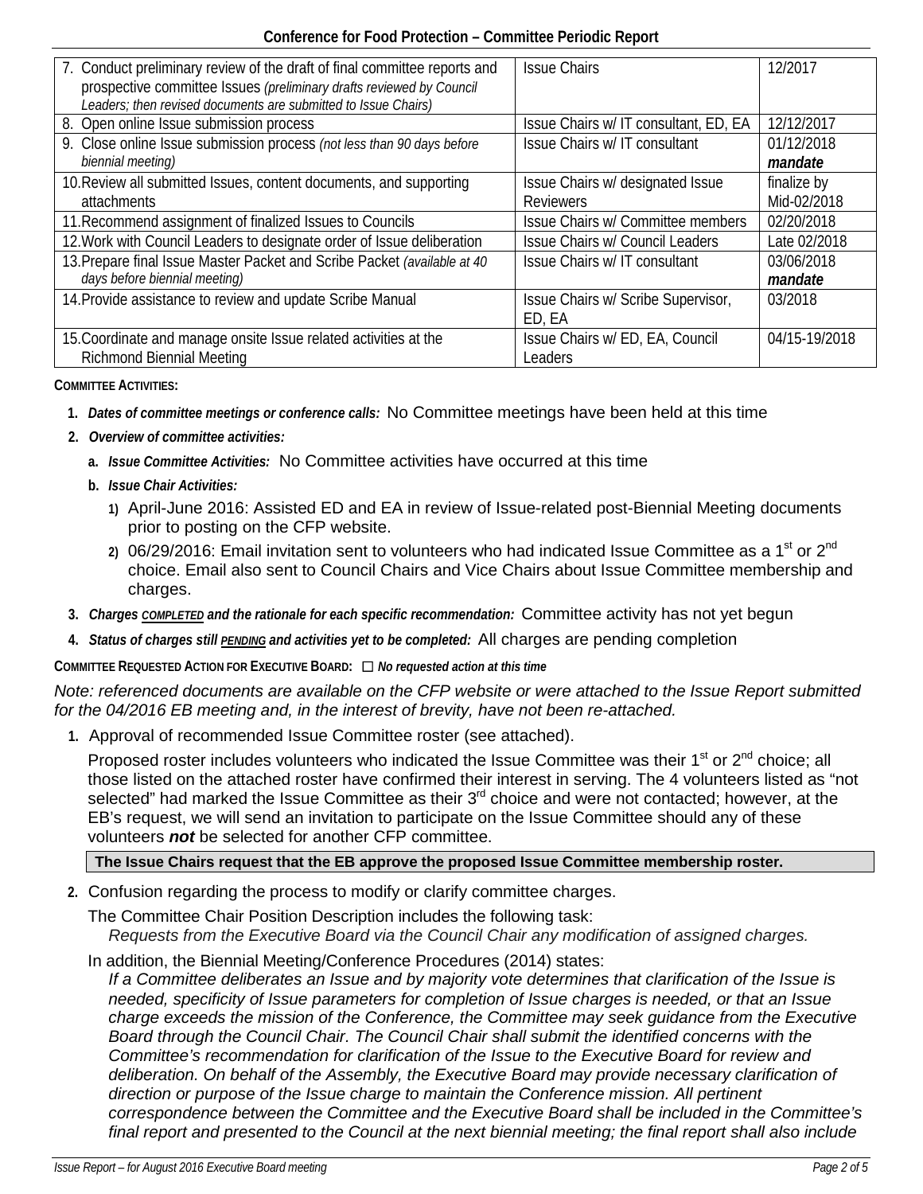| | | |
|---|---|---|
| 7. Conduct preliminary review of the draft of final committee reports and prospective committee Issues *(preliminary drafts reviewed by Council Leaders; then revised documents are submitted to Issue Chairs)* | Issue Chairs | 12/2017 |
| 8. Open online Issue submission process | Issue Chairs w/ IT consultant, ED, EA | 12/12/2017 |
| 9. Close online Issue submission process *(not less than 90 days before biennial meeting)* | Issue Chairs w/ IT consultant | 01/12/2018 ***mandate*** |
| 10. Review all submitted Issues, content documents, and supporting attachments | Issue Chairs w/ designated Issue Reviewers | finalize by Mid-02/2018 |
| 11. Recommend assignment of finalized Issues to Councils | Issue Chairs w/ Committee members | 02/20/2018 |
| 12. Work with Council Leaders to designate order of Issue deliberation | Issue Chairs w/ Council Leaders | Late 02/2018 |
| 13. Prepare final Issue Master Packet and Scribe Packet *(available at 40 days before biennial meeting)* | Issue Chairs w/ IT consultant | 03/06/2018 ***mandate*** |
| 14. Provide assistance to review and update Scribe Manual | Issue Chairs w/ Scribe Supervisor, ED, EA | 03/2018 |
| 15. Coordinate and manage onsite Issue related activities at the Richmond Biennial Meeting | Issue Chairs w/ ED, EA, Council Leaders | 04/15-19/2018 |

**COMMITTEE ACTIVITIES:**

1. ***Dates of committee meetings or conference calls:*** No Committee meetings have been held at this time
2. ***Overview of committee activities:***
   a. ***Issue Committee Activities:*** No Committee activities have occurred at this time
   b. ***Issue Chair Activities:***
      1) April-June 2016: Assisted ED and EA in review of Issue-related post-Biennial Meeting documents prior to posting on the CFP website.
      2) 06/29/2016: Email invitation sent to volunteers who had indicated Issue Committee as a 1st or 2nd choice. Email also sent to Council Chairs and Vice Chairs about Issue Committee membership and charges.
3. ***Charges COMPLETED and the rationale for each specific recommendation:*** Committee activity has not yet begun
4. ***Status of charges still PENDING and activities yet to be completed:*** All charges are pending completion

**COMMITTEE REQUESTED ACTION FOR EXECUTIVE BOARD:** ☐ ***No requested action at this time***

*Note: referenced documents are available on the CFP website or were attached to the Issue Report submitted for the 04/2016 EB meeting and, in the interest of brevity, have not been re-attached.*

1. Approval of recommended Issue Committee roster (see attached).

   Proposed roster includes volunteers who indicated the Issue Committee was their 1st or 2nd choice; all those listed on the attached roster have confirmed their interest in serving. The 4 volunteers listed as "not selected" had marked the Issue Committee as their 3rd choice and were not contacted; however, at the EB's request, we will send an invitation to participate on the Issue Committee should any of these volunteers ***not*** be selected for another CFP committee.

   **The Issue Chairs request that the EB approve the proposed Issue Committee membership roster.**

2. Confusion regarding the process to modify or clarify committee charges.

   The Committee Chair Position Description includes the following task:
   *Requests from the Executive Board via the Council Chair any modification of assigned charges.*

   In addition, the Biennial Meeting/Conference Procedures (2014) states:
   *If a Committee deliberates an Issue and by majority vote determines that clarification of the Issue is needed, specificity of Issue parameters for completion of Issue charges is needed, or that an Issue charge exceeds the mission of the Conference, the Committee may seek guidance from the Executive Board through the Council Chair. The Council Chair shall submit the identified concerns with the Committee's recommendation for clarification of the Issue to the Executive Board for review and deliberation. On behalf of the Assembly, the Executive Board may provide necessary clarification of direction or purpose of the Issue charge to maintain the Conference mission. All pertinent correspondence between the Committee and the Executive Board shall be included in the Committee's final report and presented to the Council at the next biennial meeting; the final report shall also include*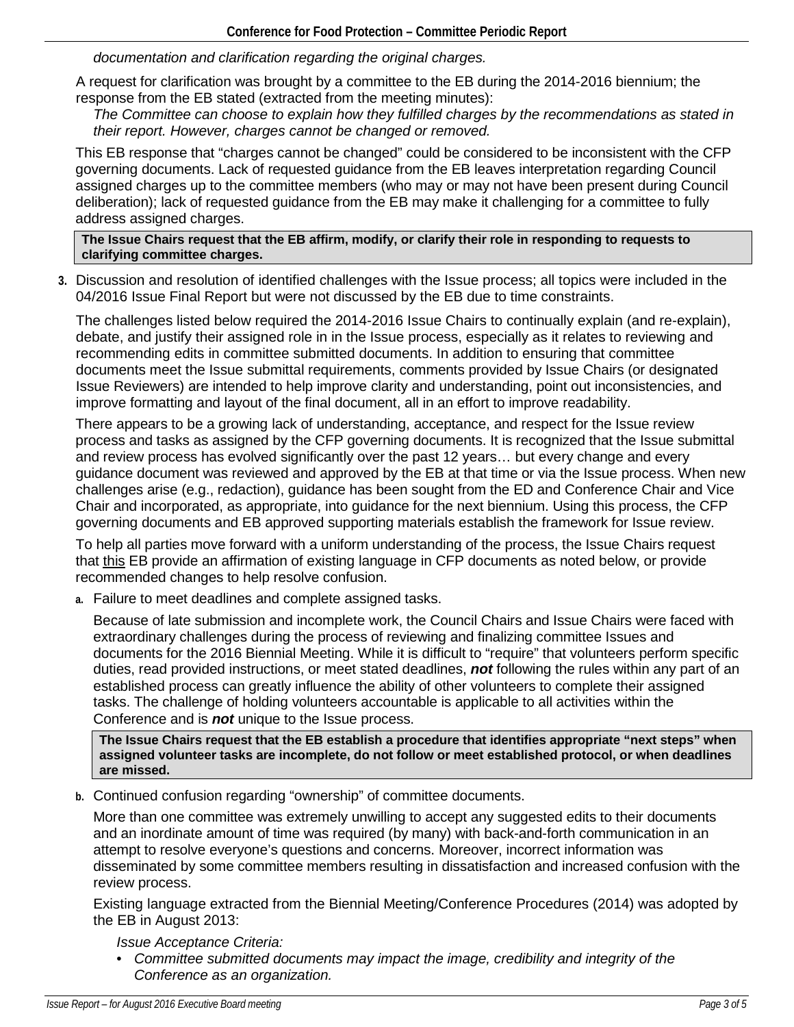*documentation and clarification regarding the original charges.*

A request for clarification was brought by a committee to the EB during the 2014-2016 biennium; the response from the EB stated (extracted from the meeting minutes):

*The Committee can choose to explain how they fulfilled charges by the recommendations as stated in their report. However, charges cannot be changed or removed.*

This EB response that "charges cannot be changed" could be considered to be inconsistent with the CFP governing documents. Lack of requested guidance from the EB leaves interpretation regarding Council assigned charges up to the committee members (who may or may not have been present during Council deliberation); lack of requested guidance from the EB may make it challenging for a committee to fully address assigned charges.

**The Issue Chairs request that the EB affirm, modify, or clarify their role in responding to requests to clarifying committee charges.**

3. Discussion and resolution of identified challenges with the Issue process; all topics were included in the 04/2016 Issue Final Report but were not discussed by the EB due to time constraints.

   The challenges listed below required the 2014-2016 Issue Chairs to continually explain (and re-explain), debate, and justify their assigned role in in the Issue process, especially as it relates to reviewing and recommending edits in committee submitted documents. In addition to ensuring that committee documents meet the Issue submittal requirements, comments provided by Issue Chairs (or designated Issue Reviewers) are intended to help improve clarity and understanding, point out inconsistencies, and improve formatting and layout of the final document, all in an effort to improve readability.

   There appears to be a growing lack of understanding, acceptance, and respect for the Issue review process and tasks as assigned by the CFP governing documents. It is recognized that the Issue submittal and review process has evolved significantly over the past 12 years… but every change and every guidance document was reviewed and approved by the EB at that time or via the Issue process. When new challenges arise (e.g., redaction), guidance has been sought from the ED and Conference Chair and Vice Chair and incorporated, as appropriate, into guidance for the next biennium. Using this process, the CFP governing documents and EB approved supporting materials establish the framework for Issue review.

   To help all parties move forward with a uniform understanding of the process, the Issue Chairs request that <u>this</u> EB provide an affirmation of existing language in CFP documents as noted below, or provide recommended changes to help resolve confusion.

   a. Failure to meet deadlines and complete assigned tasks.

      Because of late submission and incomplete work, the Council Chairs and Issue Chairs were faced with extraordinary challenges during the process of reviewing and finalizing committee Issues and documents for the 2016 Biennial Meeting. While it is difficult to "require" that volunteers perform specific duties, read provided instructions, or meet stated deadlines, ***not*** following the rules within any part of an established process can greatly influence the ability of other volunteers to complete their assigned tasks. The challenge of holding volunteers accountable is applicable to all activities within the Conference and is ***not*** unique to the Issue process.

      **The Issue Chairs request that the EB establish a procedure that identifies appropriate "next steps" when assigned volunteer tasks are incomplete, do not follow or meet established protocol, or when deadlines are missed.**

   b. Continued confusion regarding "ownership" of committee documents.

      More than one committee was extremely unwilling to accept any suggested edits to their documents and an inordinate amount of time was required (by many) with back-and-forth communication in an attempt to resolve everyone's questions and concerns. Moreover, incorrect information was disseminated by some committee members resulting in dissatisfaction and increased confusion with the review process.

      Existing language extracted from the Biennial Meeting/Conference Procedures (2014) was adopted by the EB in August 2013:

      *Issue Acceptance Criteria:*

      - *Committee submitted documents may impact the image, credibility and integrity of the Conference as an organization.*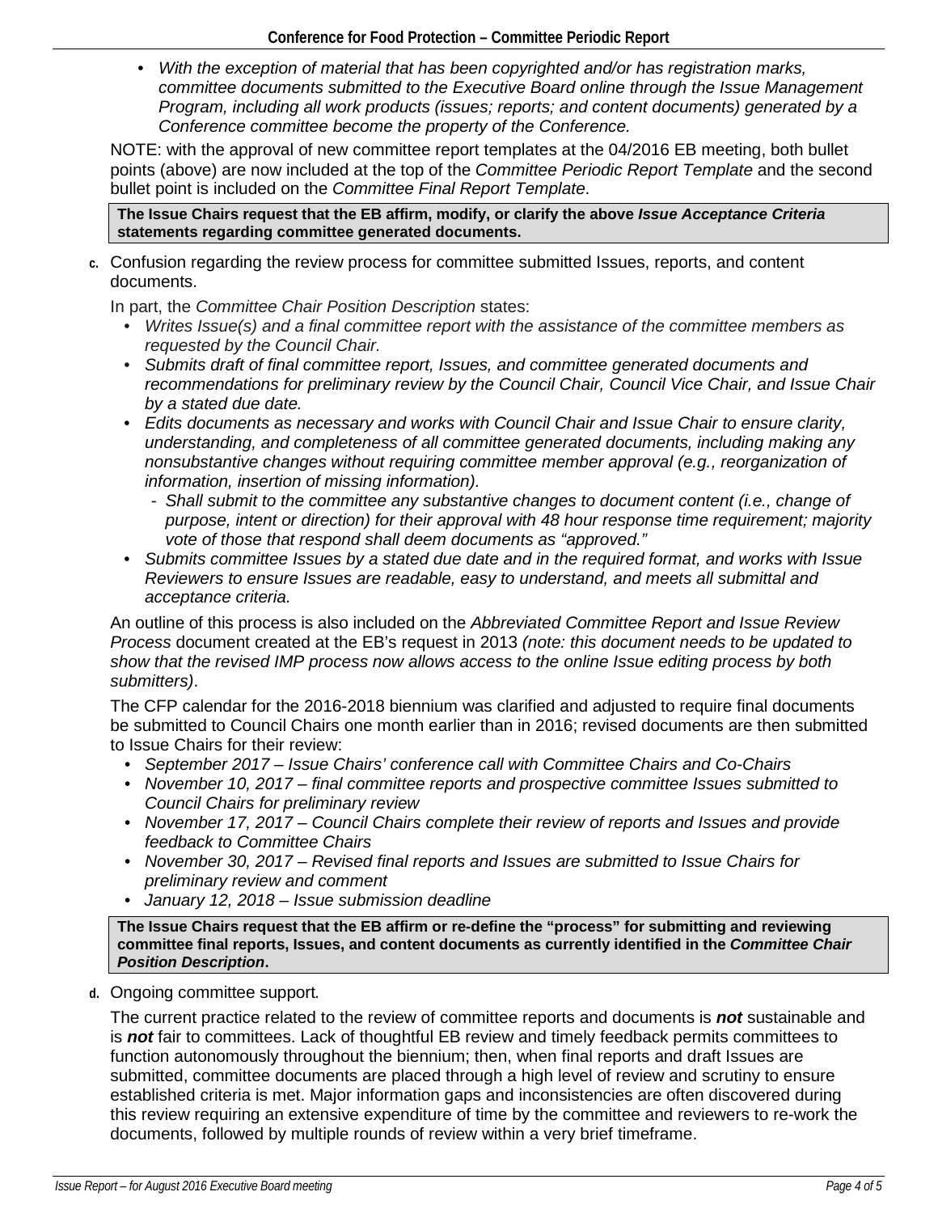- *With the exception of material that has been copyrighted and/or has registration marks, committee documents submitted to the Executive Board online through the Issue Management Program, including all work products (issues; reports; and content documents) generated by a Conference committee become the property of the Conference.*

NOTE: with the approval of new committee report templates at the 04/2016 EB meeting, both bullet points (above) are now included at the top of the *Committee Periodic Report Template* and the second bullet point is included on the *Committee Final Report Template*.

**The Issue Chairs request that the EB affirm, modify, or clarify the above *Issue Acceptance Criteria* statements regarding committee generated documents.**

c. Confusion regarding the review process for committee submitted Issues, reports, and content documents.

In part, the *Committee Chair Position Description* states:

- *Writes Issue(s) and a final committee report with the assistance of the committee members as requested by the Council Chair.*
- *Submits draft of final committee report, Issues, and committee generated documents and recommendations for preliminary review by the Council Chair, Council Vice Chair, and Issue Chair by a stated due date.*
- *Edits documents as necessary and works with Council Chair and Issue Chair to ensure clarity, understanding, and completeness of all committee generated documents, including making any nonsubstantive changes without requiring committee member approval (e.g., reorganization of information, insertion of missing information).*
  - *Shall submit to the committee any substantive changes to document content (i.e., change of purpose, intent or direction) for their approval with 48 hour response time requirement; majority vote of those that respond shall deem documents as "approved."*
- *Submits committee Issues by a stated due date and in the required format, and works with Issue Reviewers to ensure Issues are readable, easy to understand, and meets all submittal and acceptance criteria.*

An outline of this process is also included on the *Abbreviated Committee Report and Issue Review Process* document created at the EB's request in 2013 *(note: this document needs to be updated to show that the revised IMP process now allows access to the online Issue editing process by both submitters)*.

The CFP calendar for the 2016-2018 biennium was clarified and adjusted to require final documents be submitted to Council Chairs one month earlier than in 2016; revised documents are then submitted to Issue Chairs for their review:

- *September 2017 – Issue Chairs' conference call with Committee Chairs and Co-Chairs*
- *November 10, 2017 – final committee reports and prospective committee Issues submitted to Council Chairs for preliminary review*
- *November 17, 2017 – Council Chairs complete their review of reports and Issues and provide feedback to Committee Chairs*
- *November 30, 2017 – Revised final reports and Issues are submitted to Issue Chairs for preliminary review and comment*
- *January 12, 2018 – Issue submission deadline*

**The Issue Chairs request that the EB affirm or re-define the "process" for submitting and reviewing committee final reports, Issues, and content documents as currently identified in the *Committee Chair Position Description*.**

d. Ongoing committee support*.*

The current practice related to the review of committee reports and documents is ***not*** sustainable and is ***not*** fair to committees. Lack of thoughtful EB review and timely feedback permits committees to function autonomously throughout the biennium; then, when final reports and draft Issues are submitted, committee documents are placed through a high level of review and scrutiny to ensure established criteria is met. Major information gaps and inconsistencies are often discovered during this review requiring an extensive expenditure of time by the committee and reviewers to re-work the documents, followed by multiple rounds of review within a very brief timeframe.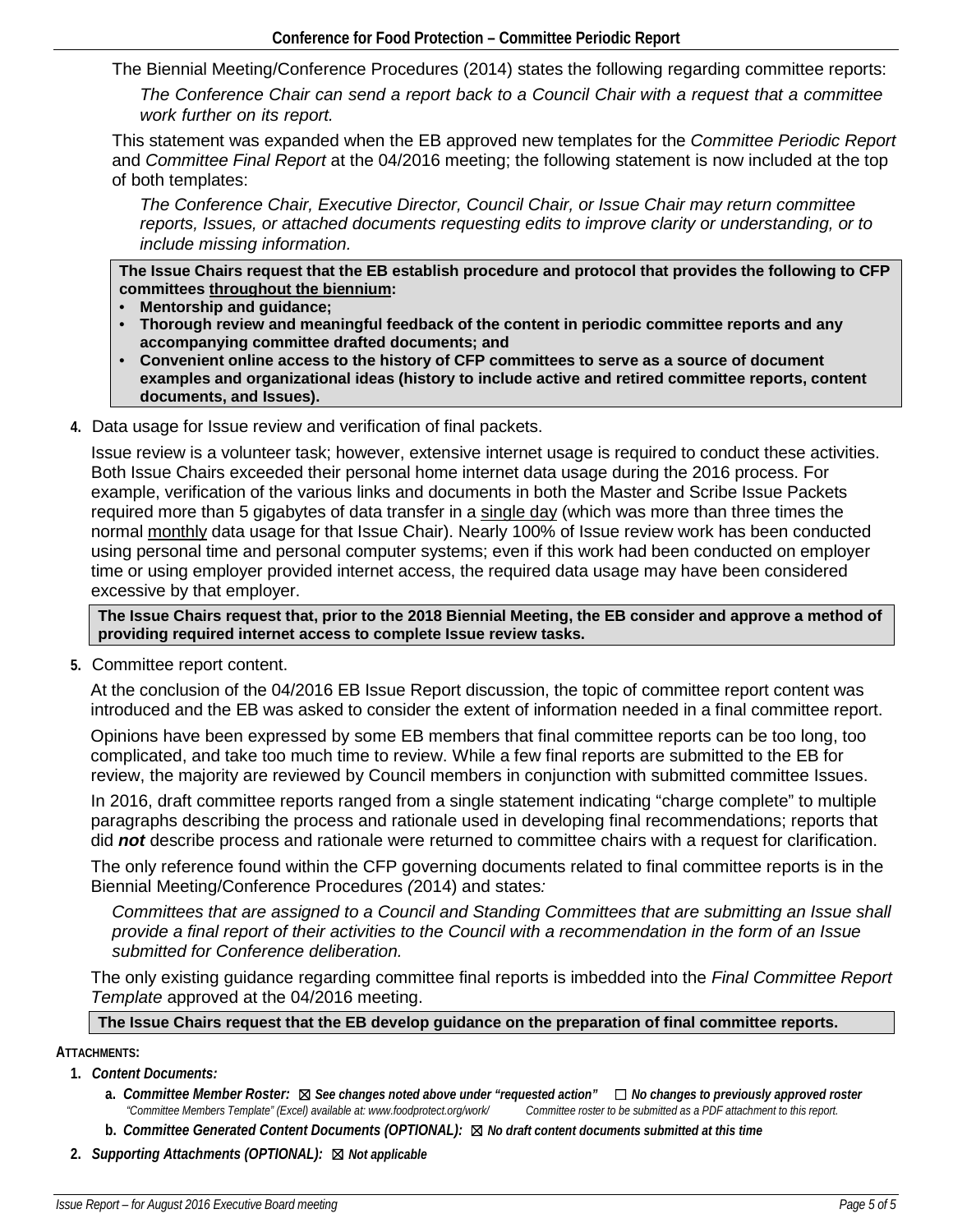The Biennial Meeting/Conference Procedures (2014) states the following regarding committee reports:

> *The Conference Chair can send a report back to a Council Chair with a request that a committee work further on its report.*

This statement was expanded when the EB approved new templates for the *Committee Periodic Report* and *Committee Final Report* at the 04/2016 meeting; the following statement is now included at the top of both templates:

> *The Conference Chair, Executive Director, Council Chair, or Issue Chair may return committee reports, Issues, or attached documents requesting edits to improve clarity or understanding, or to include missing information.*

**The Issue Chairs request that the EB establish procedure and protocol that provides the following to CFP committees throughout the biennium:**

- **Mentorship and guidance;**
- **Thorough review and meaningful feedback of the content in periodic committee reports and any accompanying committee drafted documents; and**
- **Convenient online access to the history of CFP committees to serve as a source of document examples and organizational ideas (history to include active and retired committee reports, content documents, and Issues).**

**4.** Data usage for Issue review and verification of final packets.

Issue review is a volunteer task; however, extensive internet usage is required to conduct these activities. Both Issue Chairs exceeded their personal home internet data usage during the 2016 process. For example, verification of the various links and documents in both the Master and Scribe Issue Packets required more than 5 gigabytes of data transfer in a single day (which was more than three times the normal monthly data usage for that Issue Chair). Nearly 100% of Issue review work has been conducted using personal time and personal computer systems; even if this work had been conducted on employer time or using employer provided internet access, the required data usage may have been considered excessive by that employer.

**The Issue Chairs request that, prior to the 2018 Biennial Meeting, the EB consider and approve a method of providing required internet access to complete Issue review tasks.**

**5.** Committee report content.

At the conclusion of the 04/2016 EB Issue Report discussion, the topic of committee report content was introduced and the EB was asked to consider the extent of information needed in a final committee report.

Opinions have been expressed by some EB members that final committee reports can be too long, too complicated, and take too much time to review. While a few final reports are submitted to the EB for review, the majority are reviewed by Council members in conjunction with submitted committee Issues.

In 2016, draft committee reports ranged from a single statement indicating "charge complete" to multiple paragraphs describing the process and rationale used in developing final recommendations; reports that did ***not*** describe process and rationale were returned to committee chairs with a request for clarification.

The only reference found within the CFP governing documents related to final committee reports is in the Biennial Meeting/Conference Procedures *(*2014) and states*:*

> *Committees that are assigned to a Council and Standing Committees that are submitting an Issue shall provide a final report of their activities to the Council with a recommendation in the form of an Issue submitted for Conference deliberation.*

The only existing guidance regarding committee final reports is imbedded into the *Final Committee Report Template* approved at the 04/2016 meeting.

**The Issue Chairs request that the EB develop guidance on the preparation of final committee reports.**

**ATTACHMENTS:**

1. ***Content Documents:***
   - **a.** ***Committee Member Roster:*** ☒ ***See changes noted above under "requested action"*** ☐ ***No changes to previously approved roster***
     *"Committee Members Template" (Excel) available at: www.foodprotect.org/work/* *Committee roster to be submitted as a PDF attachment to this report.*
   - **b.** ***Committee Generated Content Documents (OPTIONAL):*** ☒ ***No draft content documents submitted at this time***
2. ***Supporting Attachments (OPTIONAL):*** ☒ ***Not applicable***